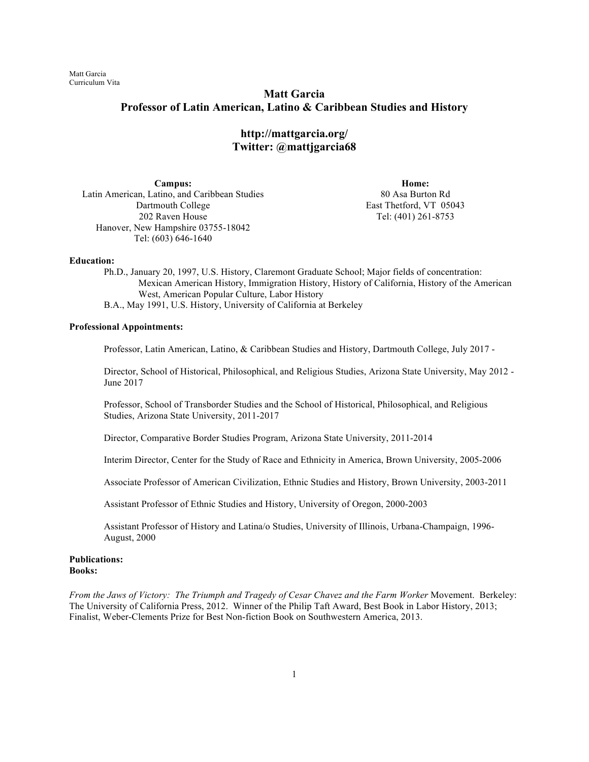# Matt Garcia
## Professor of Latin American, Latino & Caribbean Studies and History

**http://mattgarcia.org/**
**Twitter: @mattjgarcia68**

**Campus:**
Latin American, Latino, and Caribbean Studies
Dartmouth College
202 Raven House
Hanover, New Hampshire 03755-18042
Tel: (603) 646-1640

**Home:**
80 Asa Burton Rd
East Thetford, VT 05043
Tel: (401) 261-8753

**Education:**

Ph.D., January 20, 1997, U.S. History, Claremont Graduate School; Major fields of concentration: Mexican American History, Immigration History, History of California, History of the American West, American Popular Culture, Labor History

B.A., May 1991, U.S. History, University of California at Berkeley

**Professional Appointments:**

Professor, Latin American, Latino, & Caribbean Studies and History, Dartmouth College, July 2017 -

Director, School of Historical, Philosophical, and Religious Studies, Arizona State University, May 2012 - June 2017

Professor, School of Transborder Studies and the School of Historical, Philosophical, and Religious Studies, Arizona State University, 2011-2017

Director, Comparative Border Studies Program, Arizona State University, 2011-2014

Interim Director, Center for the Study of Race and Ethnicity in America, Brown University, 2005-2006

Associate Professor of American Civilization, Ethnic Studies and History, Brown University, 2003-2011

Assistant Professor of Ethnic Studies and History, University of Oregon, 2000-2003

Assistant Professor of History and Latina/o Studies, University of Illinois, Urbana-Champaign, 1996-August, 2000

**Publications:**
**Books:**

*From the Jaws of Victory: The Triumph and Tragedy of Cesar Chavez and the Farm Worker* Movement. Berkeley: The University of California Press, 2012. Winner of the Philip Taft Award, Best Book in Labor History, 2013; Finalist, Weber-Clements Prize for Best Non-fiction Book on Southwestern America, 2013.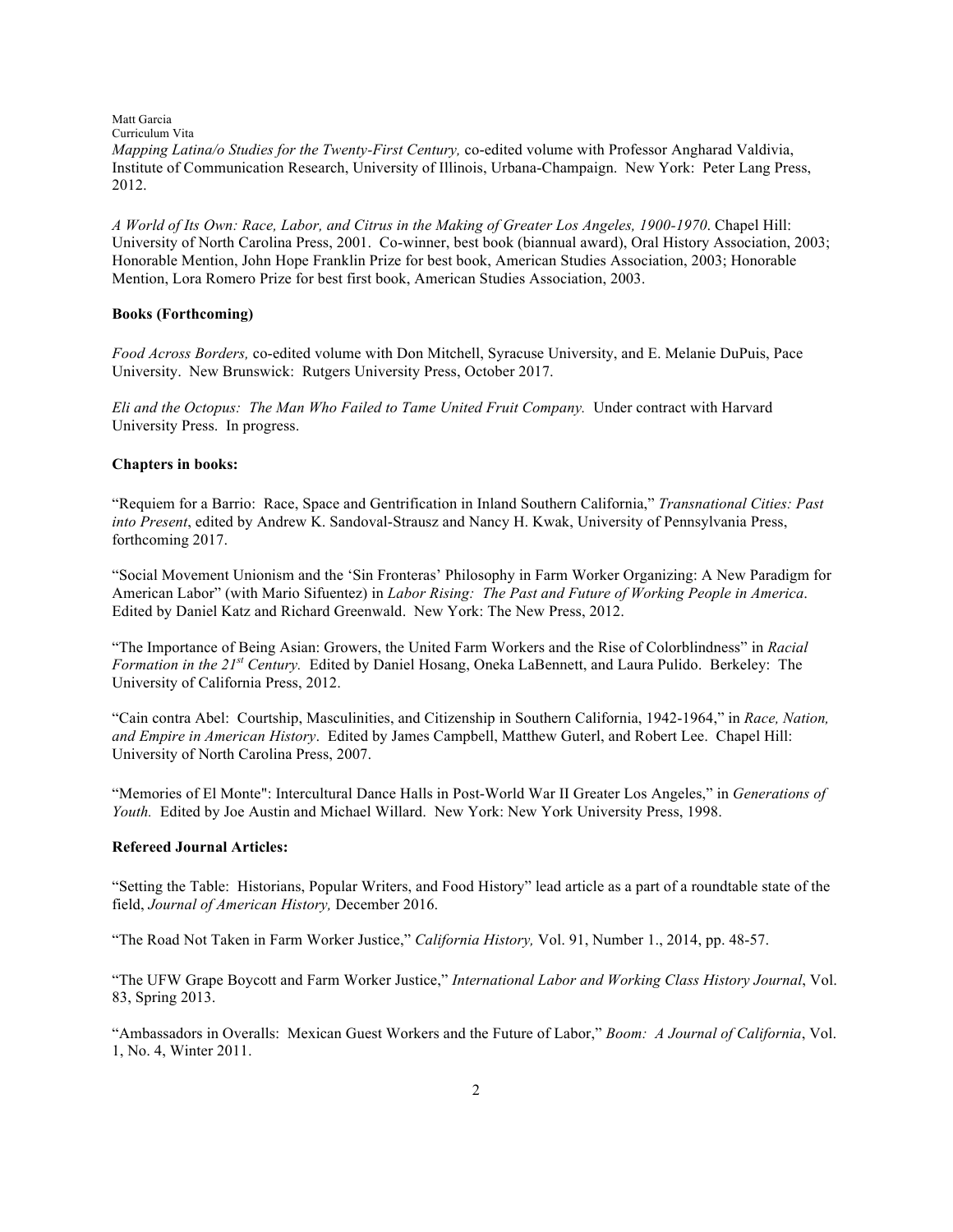*Mapping Latina/o Studies for the Twenty-First Century,* co-edited volume with Professor Angharad Valdivia, Institute of Communication Research, University of Illinois, Urbana-Champaign. New York: Peter Lang Press, 2012.

*A World of Its Own: Race, Labor, and Citrus in the Making of Greater Los Angeles, 1900-1970*. Chapel Hill: University of North Carolina Press, 2001. Co-winner, best book (biannual award), Oral History Association, 2003; Honorable Mention, John Hope Franklin Prize for best book, American Studies Association, 2003; Honorable Mention, Lora Romero Prize for best first book, American Studies Association, 2003.

**Books (Forthcoming)**

*Food Across Borders,* co-edited volume with Don Mitchell, Syracuse University, and E. Melanie DuPuis, Pace University. New Brunswick: Rutgers University Press, October 2017.

*Eli and the Octopus: The Man Who Failed to Tame United Fruit Company.* Under contract with Harvard University Press. In progress.

**Chapters in books:**

"Requiem for a Barrio: Race, Space and Gentrification in Inland Southern California," *Transnational Cities: Past into Present*, edited by Andrew K. Sandoval-Strausz and Nancy H. Kwak, University of Pennsylvania Press, forthcoming 2017.

"Social Movement Unionism and the 'Sin Fronteras' Philosophy in Farm Worker Organizing: A New Paradigm for American Labor" (with Mario Sifuentez) in *Labor Rising: The Past and Future of Working People in America*. Edited by Daniel Katz and Richard Greenwald. New York: The New Press, 2012.

"The Importance of Being Asian: Growers, the United Farm Workers and the Rise of Colorblindness" in *Racial Formation in the 21st Century.* Edited by Daniel Hosang, Oneka LaBennett, and Laura Pulido. Berkeley: The University of California Press, 2012.

"Cain contra Abel: Courtship, Masculinities, and Citizenship in Southern California, 1942-1964," in *Race, Nation, and Empire in American History*. Edited by James Campbell, Matthew Guterl, and Robert Lee. Chapel Hill: University of North Carolina Press, 2007.

"Memories of El Monte": Intercultural Dance Halls in Post-World War II Greater Los Angeles," in *Generations of Youth.* Edited by Joe Austin and Michael Willard. New York: New York University Press, 1998.

**Refereed Journal Articles:**

"Setting the Table: Historians, Popular Writers, and Food History" lead article as a part of a roundtable state of the field, *Journal of American History,* December 2016.

"The Road Not Taken in Farm Worker Justice," *California History,* Vol. 91, Number 1., 2014, pp. 48-57.

"The UFW Grape Boycott and Farm Worker Justice," *International Labor and Working Class History Journal*, Vol. 83, Spring 2013.

"Ambassadors in Overalls: Mexican Guest Workers and the Future of Labor," *Boom: A Journal of California*, Vol. 1, No. 4, Winter 2011.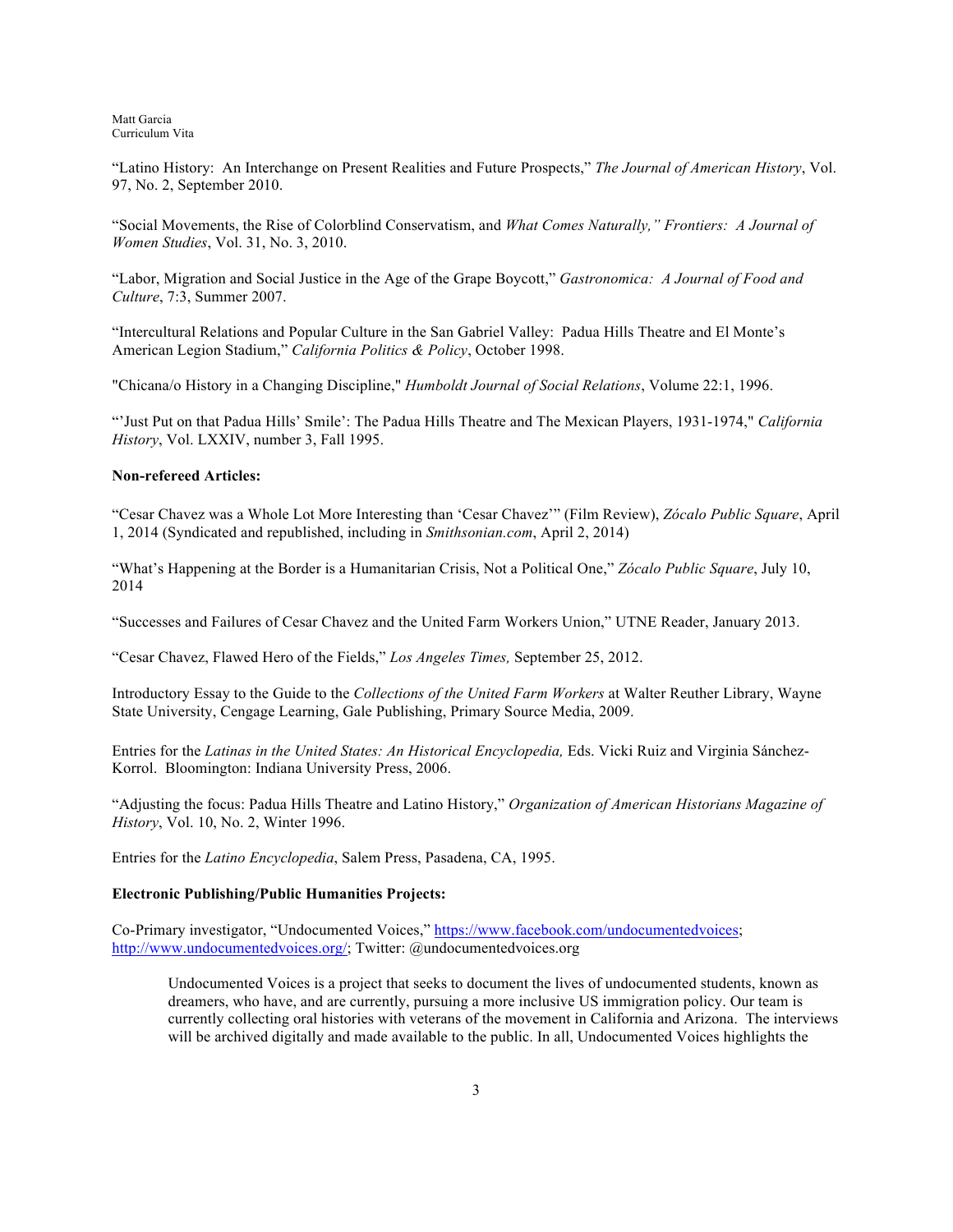"Latino History: An Interchange on Present Realities and Future Prospects," *The Journal of American History*, Vol. 97, No. 2, September 2010.

"Social Movements, the Rise of Colorblind Conservatism, and *What Comes Naturally," Frontiers: A Journal of Women Studies*, Vol. 31, No. 3, 2010.

"Labor, Migration and Social Justice in the Age of the Grape Boycott," *Gastronomica: A Journal of Food and Culture*, 7:3, Summer 2007.

"Intercultural Relations and Popular Culture in the San Gabriel Valley: Padua Hills Theatre and El Monte's American Legion Stadium," *California Politics & Policy*, October 1998.

"Chicana/o History in a Changing Discipline," *Humboldt Journal of Social Relations*, Volume 22:1, 1996.

"'Just Put on that Padua Hills' Smile': The Padua Hills Theatre and The Mexican Players, 1931-1974," *California History*, Vol. LXXIV, number 3, Fall 1995.

**Non-refereed Articles:**

"Cesar Chavez was a Whole Lot More Interesting than 'Cesar Chavez'" (Film Review), *Zócalo Public Square*, April 1, 2014 (Syndicated and republished, including in *Smithsonian.com*, April 2, 2014)

"What's Happening at the Border is a Humanitarian Crisis, Not a Political One," *Zócalo Public Square*, July 10, 2014

"Successes and Failures of Cesar Chavez and the United Farm Workers Union," UTNE Reader, January 2013.

"Cesar Chavez, Flawed Hero of the Fields," *Los Angeles Times,* September 25, 2012.

Introductory Essay to the Guide to the *Collections of the United Farm Workers* at Walter Reuther Library, Wayne State University, Cengage Learning, Gale Publishing, Primary Source Media, 2009.

Entries for the *Latinas in the United States: An Historical Encyclopedia,* Eds. Vicki Ruiz and Virginia Sánchez-Korrol. Bloomington: Indiana University Press, 2006.

"Adjusting the focus: Padua Hills Theatre and Latino History," *Organization of American Historians Magazine of History*, Vol. 10, No. 2, Winter 1996.

Entries for the *Latino Encyclopedia*, Salem Press, Pasadena, CA, 1995.

**Electronic Publishing/Public Humanities Projects:**

Co-Primary investigator, "Undocumented Voices," https://www.facebook.com/undocumentedvoices; http://www.undocumentedvoices.org/; Twitter: @undocumentedvoices.org

> Undocumented Voices is a project that seeks to document the lives of undocumented students, known as dreamers, who have, and are currently, pursuing a more inclusive US immigration policy. Our team is currently collecting oral histories with veterans of the movement in California and Arizona. The interviews will be archived digitally and made available to the public. In all, Undocumented Voices highlights the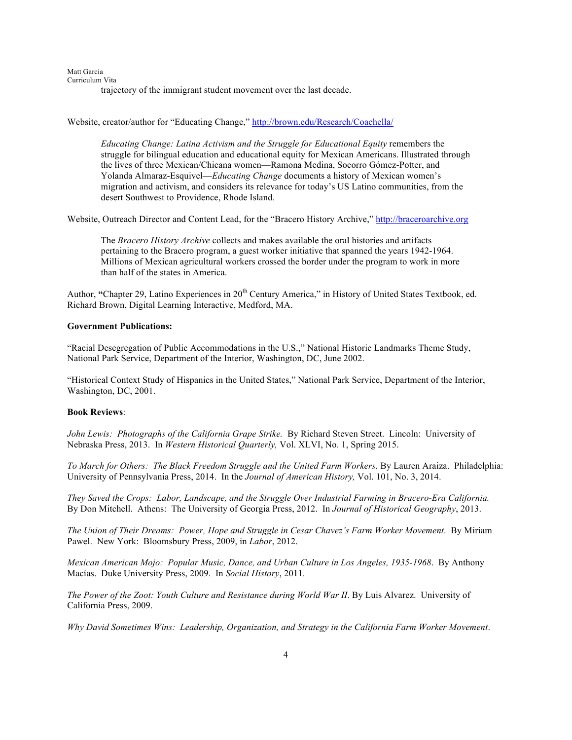trajectory of the immigrant student movement over the last decade.

Website, creator/author for "Educating Change," http://brown.edu/Research/Coachella/

> *Educating Change: Latina Activism and the Struggle for Educational Equity* remembers the struggle for bilingual education and educational equity for Mexican Americans. Illustrated through the lives of three Mexican/Chicana women—Ramona Medina, Socorro Gómez-Potter, and Yolanda Almaraz-Esquivel—*Educating Change* documents a history of Mexican women's migration and activism, and considers its relevance for today's US Latino communities, from the desert Southwest to Providence, Rhode Island.

Website, Outreach Director and Content Lead, for the "Bracero History Archive," http://braceroarchive.org

> The *Bracero History Archive* collects and makes available the oral histories and artifacts pertaining to the Bracero program, a guest worker initiative that spanned the years 1942-1964. Millions of Mexican agricultural workers crossed the border under the program to work in more than half of the states in America.

Author, **"**Chapter 29, Latino Experiences in 20th Century America," in History of United States Textbook, ed. Richard Brown, Digital Learning Interactive, Medford, MA.

**Government Publications:**

"Racial Desegregation of Public Accommodations in the U.S.," National Historic Landmarks Theme Study, National Park Service, Department of the Interior, Washington, DC, June 2002.

"Historical Context Study of Hispanics in the United States," National Park Service, Department of the Interior, Washington, DC, 2001.

**Book Reviews**:

*John Lewis: Photographs of the California Grape Strike.* By Richard Steven Street. Lincoln: University of Nebraska Press, 2013. In *Western Historical Quarterly,* Vol. XLVI, No. 1, Spring 2015.

*To March for Others: The Black Freedom Struggle and the United Farm Workers.* By Lauren Araiza. Philadelphia: University of Pennsylvania Press, 2014. In the *Journal of American History,* Vol. 101, No. 3, 2014.

*They Saved the Crops: Labor, Landscape, and the Struggle Over Industrial Farming in Bracero-Era California.* By Don Mitchell. Athens: The University of Georgia Press, 2012. In *Journal of Historical Geography*, 2013.

*The Union of Their Dreams: Power, Hope and Struggle in Cesar Chavez's Farm Worker Movement*. By Miriam Pawel. New York: Bloomsbury Press, 2009, in *Labor*, 2012.

*Mexican American Mojo: Popular Music, Dance, and Urban Culture in Los Angeles, 1935-1968*. By Anthony Macías. Duke University Press, 2009. In *Social History*, 2011.

*The Power of the Zoot: Youth Culture and Resistance during World War II*. By Luis Alvarez. University of California Press, 2009.

*Why David Sometimes Wins: Leadership, Organization, and Strategy in the California Farm Worker Movement*.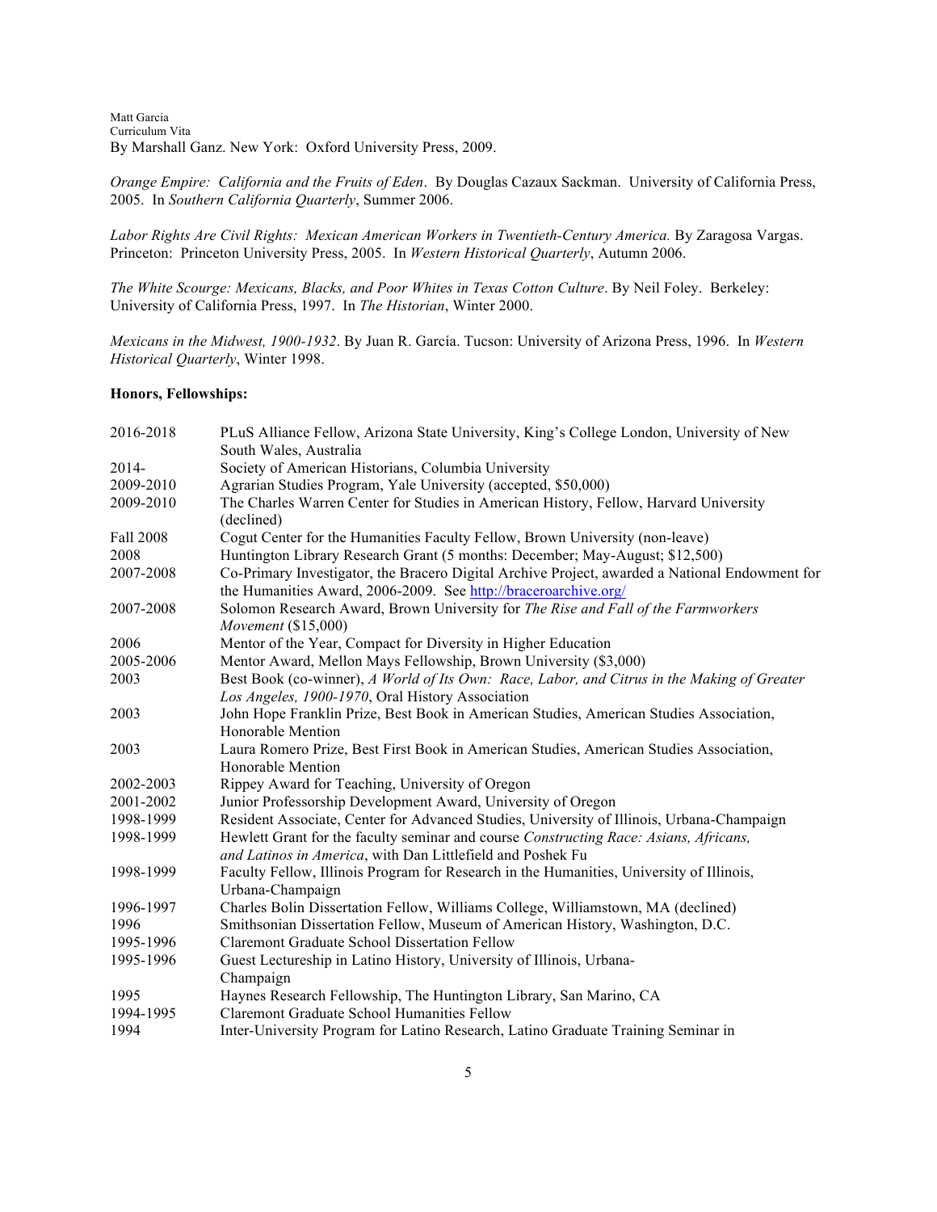By Marshall Ganz. New York: Oxford University Press, 2009.

*Orange Empire: California and the Fruits of Eden*. By Douglas Cazaux Sackman. University of California Press, 2005. In *Southern California Quarterly*, Summer 2006.

*Labor Rights Are Civil Rights: Mexican American Workers in Twentieth-Century America.* By Zaragosa Vargas. Princeton: Princeton University Press, 2005. In *Western Historical Quarterly*, Autumn 2006.

*The White Scourge: Mexicans, Blacks, and Poor Whites in Texas Cotton Culture*. By Neil Foley. Berkeley: University of California Press, 1997. In *The Historian*, Winter 2000.

*Mexicans in the Midwest, 1900-1932*. By Juan R. García. Tucson: University of Arizona Press, 1996. In *Western Historical Quarterly*, Winter 1998.

**Honors, Fellowships:**

| | |
|---|---|
| 2016-2018 | PLuS Alliance Fellow, Arizona State University, King's College London, University of New South Wales, Australia |
| 2014- | Society of American Historians, Columbia University |
| 2009-2010 | Agrarian Studies Program, Yale University (accepted, $50,000) |
| 2009-2010 | The Charles Warren Center for Studies in American History, Fellow, Harvard University (declined) |
| Fall 2008 | Cogut Center for the Humanities Faculty Fellow, Brown University (non-leave) |
| 2008 | Huntington Library Research Grant (5 months: December; May-August; $12,500) |
| 2007-2008 | Co-Primary Investigator, the Bracero Digital Archive Project, awarded a National Endowment for the Humanities Award, 2006-2009. See http://braceroarchive.org/ |
| 2007-2008 | Solomon Research Award, Brown University for *The Rise and Fall of the Farmworkers Movement* ($15,000) |
| 2006 | Mentor of the Year, Compact for Diversity in Higher Education |
| 2005-2006 | Mentor Award, Mellon Mays Fellowship, Brown University ($3,000) |
| 2003 | Best Book (co-winner), *A World of Its Own: Race, Labor, and Citrus in the Making of Greater Los Angeles, 1900-1970*, Oral History Association |
| 2003 | John Hope Franklin Prize, Best Book in American Studies, American Studies Association, Honorable Mention |
| 2003 | Laura Romero Prize, Best First Book in American Studies, American Studies Association, Honorable Mention |
| 2002-2003 | Rippey Award for Teaching, University of Oregon |
| 2001-2002 | Junior Professorship Development Award, University of Oregon |
| 1998-1999 | Resident Associate, Center for Advanced Studies, University of Illinois, Urbana-Champaign |
| 1998-1999 | Hewlett Grant for the faculty seminar and course *Constructing Race: Asians, Africans, and Latinos in America*, with Dan Littlefield and Poshek Fu |
| 1998-1999 | Faculty Fellow, Illinois Program for Research in the Humanities, University of Illinois, Urbana-Champaign |
| 1996-1997 | Charles Bolin Dissertation Fellow, Williams College, Williamstown, MA (declined) |
| 1996 | Smithsonian Dissertation Fellow, Museum of American History, Washington, D.C. |
| 1995-1996 | Claremont Graduate School Dissertation Fellow |
| 1995-1996 | Guest Lectureship in Latino History, University of Illinois, Urbana-Champaign |
| 1995 | Haynes Research Fellowship, The Huntington Library, San Marino, CA |
| 1994-1995 | Claremont Graduate School Humanities Fellow |
| 1994 | Inter-University Program for Latino Research, Latino Graduate Training Seminar in |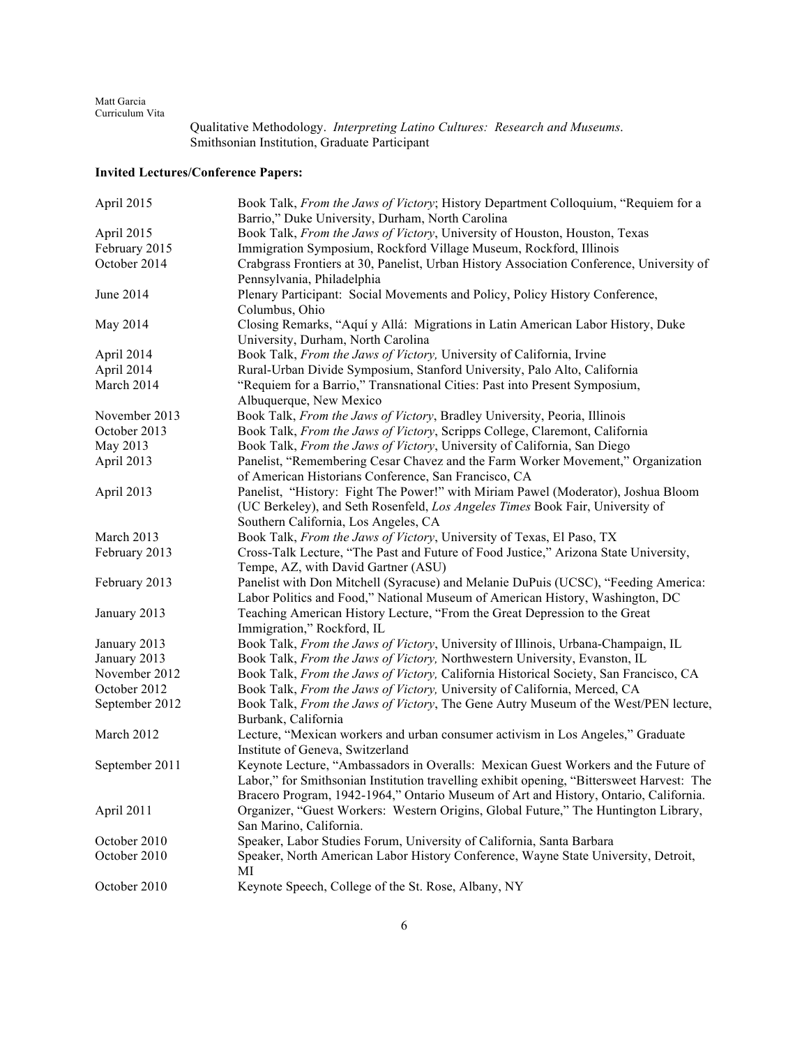Qualitative Methodology. *Interpreting Latino Cultures: Research and Museums*. Smithsonian Institution, Graduate Participant

**Invited Lectures/Conference Papers:**

| | |
|---|---|
| April 2015 | Book Talk, *From the Jaws of Victory*; History Department Colloquium, "Requiem for a Barrio," Duke University, Durham, North Carolina |
| April 2015 | Book Talk, *From the Jaws of Victory*, University of Houston, Houston, Texas |
| February 2015 | Immigration Symposium, Rockford Village Museum, Rockford, Illinois |
| October 2014 | Crabgrass Frontiers at 30, Panelist, Urban History Association Conference, University of Pennsylvania, Philadelphia |
| June 2014 | Plenary Participant: Social Movements and Policy, Policy History Conference, Columbus, Ohio |
| May 2014 | Closing Remarks, "Aquí y Allá: Migrations in Latin American Labor History, Duke University, Durham, North Carolina |
| April 2014 | Book Talk, *From the Jaws of Victory,* University of California, Irvine |
| April 2014 | Rural-Urban Divide Symposium, Stanford University, Palo Alto, California |
| March 2014 | "Requiem for a Barrio," Transnational Cities: Past into Present Symposium, Albuquerque, New Mexico |
| November 2013 | Book Talk, *From the Jaws of Victory*, Bradley University, Peoria, Illinois |
| October 2013 | Book Talk, *From the Jaws of Victory*, Scripps College, Claremont, California |
| May 2013 | Book Talk, *From the Jaws of Victory*, University of California, San Diego |
| April 2013 | Panelist, "Remembering Cesar Chavez and the Farm Worker Movement," Organization of American Historians Conference, San Francisco, CA |
| April 2013 | Panelist, "History: Fight The Power!" with Miriam Pawel (Moderator), Joshua Bloom (UC Berkeley), and Seth Rosenfeld, *Los Angeles Times* Book Fair, University of Southern California, Los Angeles, CA |
| March 2013 | Book Talk, *From the Jaws of Victory*, University of Texas, El Paso, TX |
| February 2013 | Cross-Talk Lecture, "The Past and Future of Food Justice," Arizona State University, Tempe, AZ, with David Gartner (ASU) |
| February 2013 | Panelist with Don Mitchell (Syracuse) and Melanie DuPuis (UCSC), "Feeding America: Labor Politics and Food," National Museum of American History, Washington, DC |
| January 2013 | Teaching American History Lecture, "From the Great Depression to the Great Immigration," Rockford, IL |
| January 2013 | Book Talk, *From the Jaws of Victory*, University of Illinois, Urbana-Champaign, IL |
| January 2013 | Book Talk, *From the Jaws of Victory,* Northwestern University, Evanston, IL |
| November 2012 | Book Talk, *From the Jaws of Victory,* California Historical Society, San Francisco, CA |
| October 2012 | Book Talk, *From the Jaws of Victory,* University of California, Merced, CA |
| September 2012 | Book Talk, *From the Jaws of Victory*, The Gene Autry Museum of the West/PEN lecture, Burbank, California |
| March 2012 | Lecture, "Mexican workers and urban consumer activism in Los Angeles," Graduate Institute of Geneva, Switzerland |
| September 2011 | Keynote Lecture, "Ambassadors in Overalls: Mexican Guest Workers and the Future of Labor," for Smithsonian Institution travelling exhibit opening, "Bittersweet Harvest: The Bracero Program, 1942-1964," Ontario Museum of Art and History, Ontario, California. |
| April 2011 | Organizer, "Guest Workers: Western Origins, Global Future," The Huntington Library, San Marino, California. |
| October 2010 | Speaker, Labor Studies Forum, University of California, Santa Barbara |
| October 2010 | Speaker, North American Labor History Conference, Wayne State University, Detroit, MI |
| October 2010 | Keynote Speech, College of the St. Rose, Albany, NY |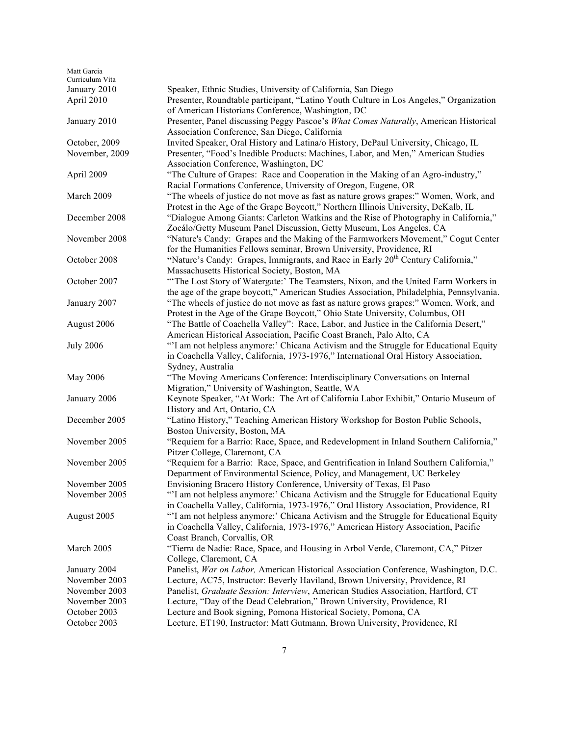| | |
|---|---|
| January 2010 | Speaker, Ethnic Studies, University of California, San Diego |
| April 2010 | Presenter, Roundtable participant, "Latino Youth Culture in Los Angeles," Organization of American Historians Conference, Washington, DC |
| January 2010 | Presenter, Panel discussing Peggy Pascoe's *What Comes Naturally*, American Historical Association Conference, San Diego, California |
| October, 2009 | Invited Speaker, Oral History and Latina/o History, DePaul University, Chicago, IL |
| November, 2009 | Presenter, "Food's Inedible Products: Machines, Labor, and Men," American Studies Association Conference, Washington, DC |
| April 2009 | "The Culture of Grapes: Race and Cooperation in the Making of an Agro-industry," Racial Formations Conference, University of Oregon, Eugene, OR |
| March 2009 | "The wheels of justice do not move as fast as nature grows grapes:" Women, Work, and Protest in the Age of the Grape Boycott," Northern Illinois University, DeKalb, IL |
| December 2008 | "Dialogue Among Giants: Carleton Watkins and the Rise of Photography in California," Zocálo/Getty Museum Panel Discussion, Getty Museum, Los Angeles, CA |
| November 2008 | "Nature's Candy: Grapes and the Making of the Farmworkers Movement," Cogut Center for the Humanities Fellows seminar, Brown University, Providence, RI |
| October 2008 | "Nature's Candy: Grapes, Immigrants, and Race in Early 20th Century California," Massachusetts Historical Society, Boston, MA |
| October 2007 | "'The Lost Story of Watergate:' The Teamsters, Nixon, and the United Farm Workers in the age of the grape boycott," American Studies Association, Philadelphia, Pennsylvania. |
| January 2007 | "The wheels of justice do not move as fast as nature grows grapes:" Women, Work, and Protest in the Age of the Grape Boycott," Ohio State University, Columbus, OH |
| August 2006 | "The Battle of Coachella Valley": Race, Labor, and Justice in the California Desert," American Historical Association, Pacific Coast Branch, Palo Alto, CA |
| July 2006 | "'I am not helpless anymore:' Chicana Activism and the Struggle for Educational Equity in Coachella Valley, California, 1973-1976," International Oral History Association, Sydney, Australia |
| May 2006 | "The Moving Americans Conference: Interdisciplinary Conversations on Internal Migration," University of Washington, Seattle, WA |
| January 2006 | Keynote Speaker, "At Work: The Art of California Labor Exhibit," Ontario Museum of History and Art, Ontario, CA |
| December 2005 | "Latino History," Teaching American History Workshop for Boston Public Schools, Boston University, Boston, MA |
| November 2005 | "Requiem for a Barrio: Race, Space, and Redevelopment in Inland Southern California," Pitzer College, Claremont, CA |
| November 2005 | "Requiem for a Barrio: Race, Space, and Gentrification in Inland Southern California," Department of Environmental Science, Policy, and Management, UC Berkeley |
| November 2005 | Envisioning Bracero History Conference, University of Texas, El Paso |
| November 2005 | "'I am not helpless anymore:' Chicana Activism and the Struggle for Educational Equity in Coachella Valley, California, 1973-1976," Oral History Association, Providence, RI |
| August 2005 | "'I am not helpless anymore:' Chicana Activism and the Struggle for Educational Equity in Coachella Valley, California, 1973-1976," American History Association, Pacific Coast Branch, Corvallis, OR |
| March 2005 | "Tierra de Nadie: Race, Space, and Housing in Arbol Verde, Claremont, CA," Pitzer College, Claremont, CA |
| January 2004 | Panelist, *War on Labor,* American Historical Association Conference, Washington, D.C. |
| November 2003 | Lecture, AC75, Instructor: Beverly Haviland, Brown University, Providence, RI |
| November 2003 | Panelist, *Graduate Session: Interview*, American Studies Association, Hartford, CT |
| November 2003 | Lecture, "Day of the Dead Celebration," Brown University, Providence, RI |
| October 2003 | Lecture and Book signing, Pomona Historical Society, Pomona, CA |
| October 2003 | Lecture, ET190, Instructor: Matt Gutmann, Brown University, Providence, RI |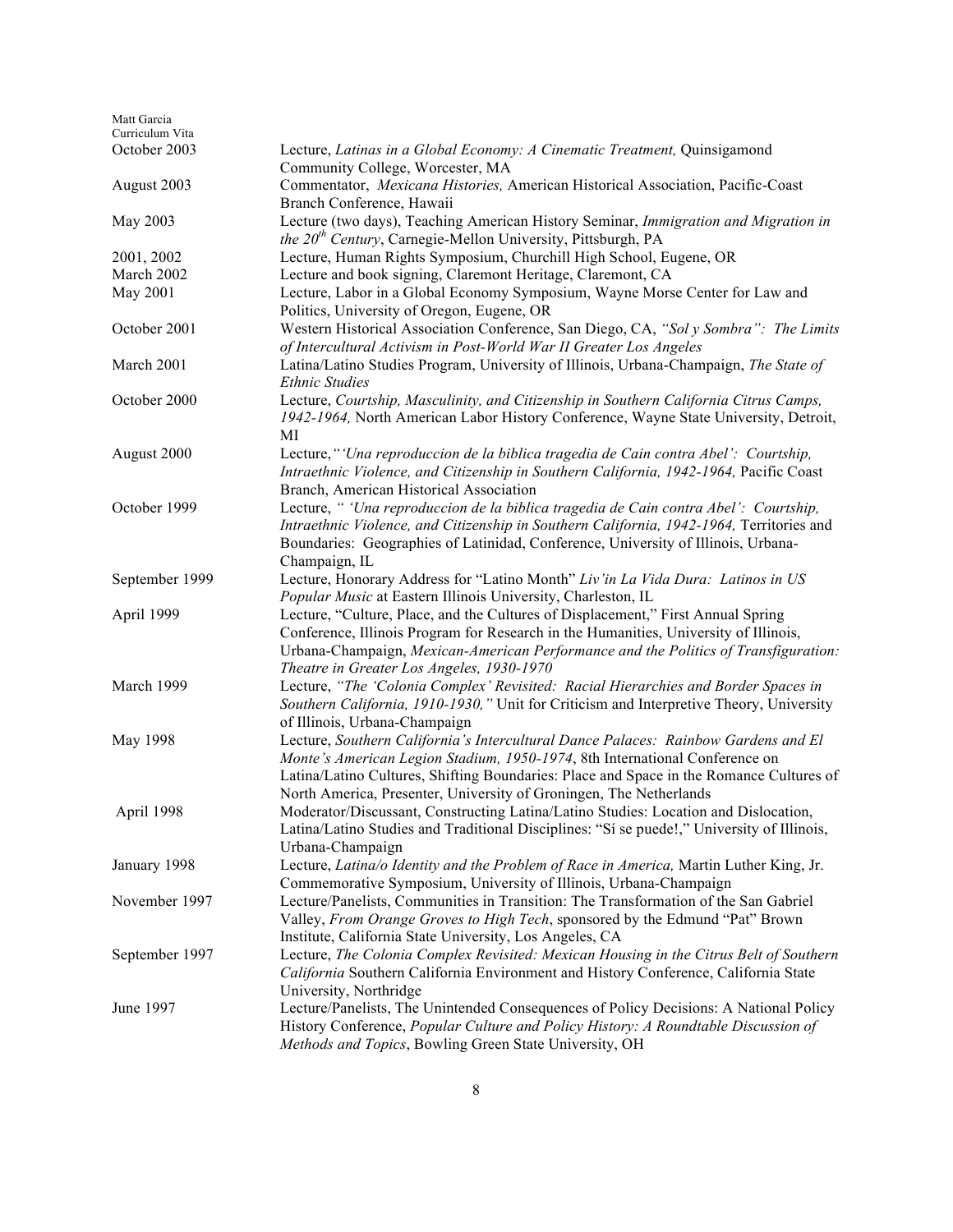| | |
|---|---|
| October 2003 | Lecture, *Latinas in a Global Economy: A Cinematic Treatment,* Quinsigamond Community College, Worcester, MA |
| August 2003 | Commentator, *Mexicana Histories,* American Historical Association, Pacific-Coast Branch Conference, Hawaii |
| May 2003 | Lecture (two days), Teaching American History Seminar, *Immigration and Migration in the 20th Century*, Carnegie-Mellon University, Pittsburgh, PA |
| 2001, 2002 | Lecture, Human Rights Symposium, Churchill High School, Eugene, OR |
| March 2002 | Lecture and book signing, Claremont Heritage, Claremont, CA |
| May 2001 | Lecture, Labor in a Global Economy Symposium, Wayne Morse Center for Law and Politics, University of Oregon, Eugene, OR |
| October 2001 | Western Historical Association Conference, San Diego, CA, *"Sol y Sombra": The Limits of Intercultural Activism in Post-World War II Greater Los Angeles* |
| March 2001 | Latina/Latino Studies Program, University of Illinois, Urbana-Champaign, *The State of Ethnic Studies* |
| October 2000 | Lecture, *Courtship, Masculinity, and Citizenship in Southern California Citrus Camps, 1942-1964,* North American Labor History Conference, Wayne State University, Detroit, MI |
| August 2000 | Lecture,*"'Una reproduccion de la biblica tragedia de Cain contra Abel': Courtship, Intraethnic Violence, and Citizenship in Southern California, 1942-1964,* Pacific Coast Branch, American Historical Association |
| October 1999 | Lecture, *" 'Una reproduccion de la biblica tragedia de Cain contra Abel': Courtship, Intraethnic Violence, and Citizenship in Southern California, 1942-1964,* Territories and Boundaries: Geographies of Latinidad, Conference, University of Illinois, Urbana-Champaign, IL |
| September 1999 | Lecture, Honorary Address for "Latino Month" *Liv'in La Vida Dura: Latinos in US Popular Music* at Eastern Illinois University, Charleston, IL |
| April 1999 | Lecture, "Culture, Place, and the Cultures of Displacement," First Annual Spring Conference, Illinois Program for Research in the Humanities, University of Illinois, Urbana-Champaign, *Mexican-American Performance and the Politics of Transfiguration: Theatre in Greater Los Angeles, 1930-1970* |
| March 1999 | Lecture, *"The 'Colonia Complex' Revisited: Racial Hierarchies and Border Spaces in Southern California, 1910-1930,"* Unit for Criticism and Interpretive Theory, University of Illinois, Urbana-Champaign |
| May 1998 | Lecture, *Southern California's Intercultural Dance Palaces: Rainbow Gardens and El Monte's American Legion Stadium, 1950-1974*, 8th International Conference on Latina/Latino Cultures, Shifting Boundaries: Place and Space in the Romance Cultures of North America, Presenter, University of Groningen, The Netherlands |
| April 1998 | Moderator/Discussant, Constructing Latina/Latino Studies: Location and Dislocation, Latina/Latino Studies and Traditional Disciplines: "Sí se puede!," University of Illinois, Urbana-Champaign |
| January 1998 | Lecture, *Latina/o Identity and the Problem of Race in America,* Martin Luther King, Jr. Commemorative Symposium, University of Illinois, Urbana-Champaign |
| November 1997 | Lecture/Panelists, Communities in Transition: The Transformation of the San Gabriel Valley, *From Orange Groves to High Tech*, sponsored by the Edmund "Pat" Brown Institute, California State University, Los Angeles, CA |
| September 1997 | Lecture, *The Colonia Complex Revisited: Mexican Housing in the Citrus Belt of Southern California* Southern California Environment and History Conference, California State University, Northridge |
| June 1997 | Lecture/Panelists, The Unintended Consequences of Policy Decisions: A National Policy History Conference, *Popular Culture and Policy History: A Roundtable Discussion of Methods and Topics*, Bowling Green State University, OH |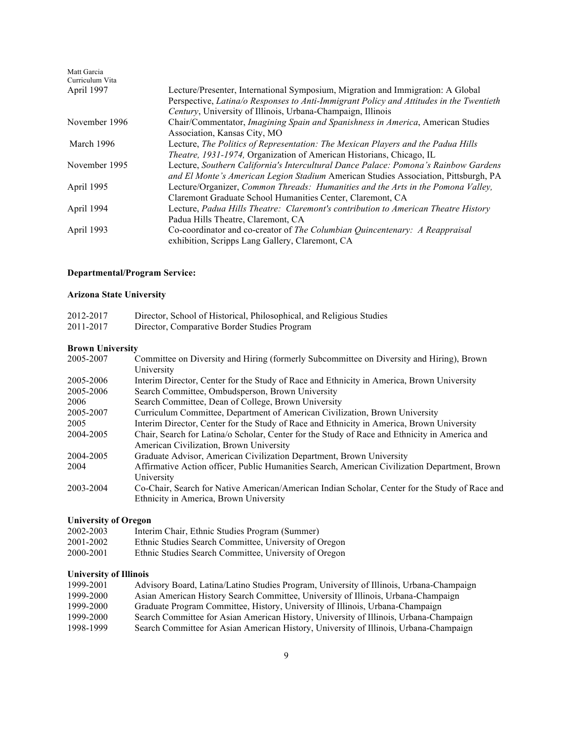| | |
|---|---|
| April 1997 | Lecture/Presenter, International Symposium, Migration and Immigration: A Global Perspective, *Latina/o Responses to Anti-Immigrant Policy and Attitudes in the Twentieth Century*, University of Illinois, Urbana-Champaign, Illinois |
| November 1996 | Chair/Commentator, *Imagining Spain and Spanishness in America*, American Studies Association, Kansas City, MO |
| March 1996 | Lecture, *The Politics of Representation: The Mexican Players and the Padua Hills Theatre, 1931-1974,* Organization of American Historians, Chicago, IL |
| November 1995 | Lecture, *Southern California's Intercultural Dance Palace: Pomona's Rainbow Gardens and El Monte's American Legion Stadium* American Studies Association, Pittsburgh, PA |
| April 1995 | Lecture/Organizer, *Common Threads: Humanities and the Arts in the Pomona Valley,* Claremont Graduate School Humanities Center, Claremont, CA |
| April 1994 | Lecture, *Padua Hills Theatre: Claremont's contribution to American Theatre History* Padua Hills Theatre, Claremont, CA |
| April 1993 | Co-coordinator and co-creator of *The Columbian Quincentenary: A Reappraisal* exhibition, Scripps Lang Gallery, Claremont, CA |

**Departmental/Program Service:**

**Arizona State University**

| | |
|---|---|
| 2012-2017 | Director, School of Historical, Philosophical, and Religious Studies |
| 2011-2017 | Director, Comparative Border Studies Program |

**Brown University**

| | |
|---|---|
| 2005-2007 | Committee on Diversity and Hiring (formerly Subcommittee on Diversity and Hiring), Brown University |
| 2005-2006 | Interim Director, Center for the Study of Race and Ethnicity in America, Brown University |
| 2005-2006 | Search Committee, Ombudsperson, Brown University |
| 2006 | Search Committee, Dean of College, Brown University |
| 2005-2007 | Curriculum Committee, Department of American Civilization, Brown University |
| 2005 | Interim Director, Center for the Study of Race and Ethnicity in America, Brown University |
| 2004-2005 | Chair, Search for Latina/o Scholar, Center for the Study of Race and Ethnicity in America and American Civilization, Brown University |
| 2004-2005 | Graduate Advisor, American Civilization Department, Brown University |
| 2004 | Affirmative Action officer, Public Humanities Search, American Civilization Department, Brown University |
| 2003-2004 | Co-Chair, Search for Native American/American Indian Scholar, Center for the Study of Race and Ethnicity in America, Brown University |

**University of Oregon**

| | |
|---|---|
| 2002-2003 | Interim Chair, Ethnic Studies Program (Summer) |
| 2001-2002 | Ethnic Studies Search Committee, University of Oregon |
| 2000-2001 | Ethnic Studies Search Committee, University of Oregon |

**University of Illinois**

| | |
|---|---|
| 1999-2001 | Advisory Board, Latina/Latino Studies Program, University of Illinois, Urbana-Champaign |
| 1999-2000 | Asian American History Search Committee, University of Illinois, Urbana-Champaign |
| 1999-2000 | Graduate Program Committee, History, University of Illinois, Urbana-Champaign |
| 1999-2000 | Search Committee for Asian American History, University of Illinois, Urbana-Champaign |
| 1998-1999 | Search Committee for Asian American History, University of Illinois, Urbana-Champaign |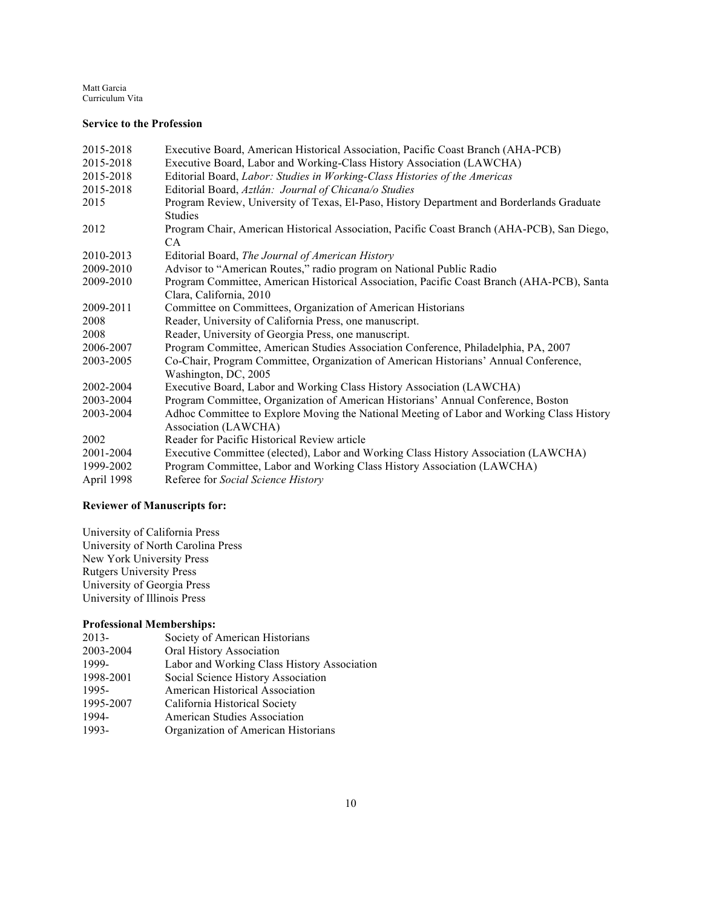**Service to the Profession**

| | |
|---|---|
| 2015-2018 | Executive Board, American Historical Association, Pacific Coast Branch (AHA-PCB) |
| 2015-2018 | Executive Board, Labor and Working-Class History Association (LAWCHA) |
| 2015-2018 | Editorial Board, *Labor: Studies in Working-Class Histories of the Americas* |
| 2015-2018 | Editorial Board, *Aztlán: Journal of Chicana/o Studies* |
| 2015 | Program Review, University of Texas, El-Paso, History Department and Borderlands Graduate Studies |
| 2012 | Program Chair, American Historical Association, Pacific Coast Branch (AHA-PCB), San Diego, CA |
| 2010-2013 | Editorial Board, *The Journal of American History* |
| 2009-2010 | Advisor to "American Routes," radio program on National Public Radio |
| 2009-2010 | Program Committee, American Historical Association, Pacific Coast Branch (AHA-PCB), Santa Clara, California, 2010 |
| 2009-2011 | Committee on Committees, Organization of American Historians |
| 2008 | Reader, University of California Press, one manuscript. |
| 2008 | Reader, University of Georgia Press, one manuscript. |
| 2006-2007 | Program Committee, American Studies Association Conference, Philadelphia, PA, 2007 |
| 2003-2005 | Co-Chair, Program Committee, Organization of American Historians' Annual Conference, Washington, DC, 2005 |
| 2002-2004 | Executive Board, Labor and Working Class History Association (LAWCHA) |
| 2003-2004 | Program Committee, Organization of American Historians' Annual Conference, Boston |
| 2003-2004 | Adhoc Committee to Explore Moving the National Meeting of Labor and Working Class History Association (LAWCHA) |
| 2002 | Reader for Pacific Historical Review article |
| 2001-2004 | Executive Committee (elected), Labor and Working Class History Association (LAWCHA) |
| 1999-2002 | Program Committee, Labor and Working Class History Association (LAWCHA) |
| April 1998 | Referee for *Social Science History* |

**Reviewer of Manuscripts for:**

University of California Press
University of North Carolina Press
New York University Press
Rutgers University Press
University of Georgia Press
University of Illinois Press

**Professional Memberships:**

| | |
|---|---|
| 2013- | Society of American Historians |
| 2003-2004 | Oral History Association |
| 1999- | Labor and Working Class History Association |
| 1998-2001 | Social Science History Association |
| 1995- | American Historical Association |
| 1995-2007 | California Historical Society |
| 1994- | American Studies Association |
| 1993- | Organization of American Historians |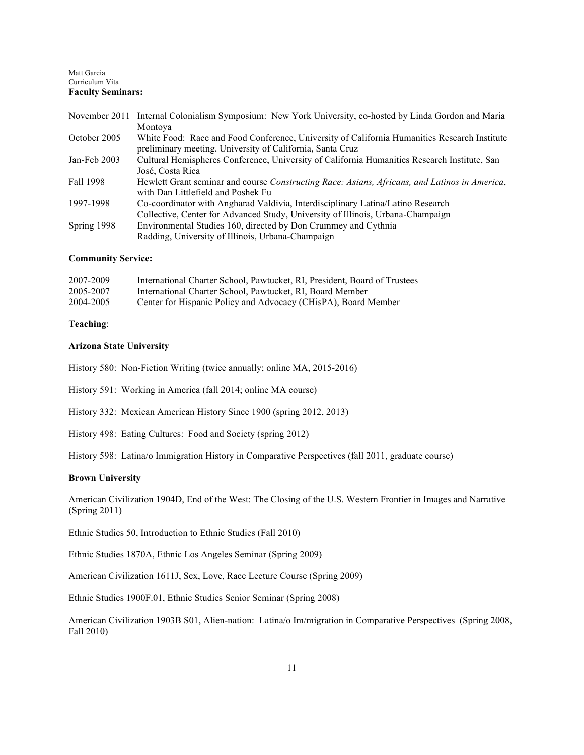**Faculty Seminars:**

| | |
|---|---|
| November 2011 | Internal Colonialism Symposium: New York University, co-hosted by Linda Gordon and Maria Montoya |
| October 2005 | White Food: Race and Food Conference, University of California Humanities Research Institute preliminary meeting. University of California, Santa Cruz |
| Jan-Feb 2003 | Cultural Hemispheres Conference, University of California Humanities Research Institute, San José, Costa Rica |
| Fall 1998 | Hewlett Grant seminar and course *Constructing Race: Asians, Africans, and Latinos in America*, with Dan Littlefield and Poshek Fu |
| 1997-1998 | Co-coordinator with Angharad Valdivia, Interdisciplinary Latina/Latino Research Collective, Center for Advanced Study, University of Illinois, Urbana-Champaign |
| Spring 1998 | Environmental Studies 160, directed by Don Crummey and Cythnia Radding, University of Illinois, Urbana-Champaign |

**Community Service:**

| | |
|---|---|
| 2007-2009 | International Charter School, Pawtucket, RI, President, Board of Trustees |
| 2005-2007 | International Charter School, Pawtucket, RI, Board Member |
| 2004-2005 | Center for Hispanic Policy and Advocacy (CHisPA), Board Member |

**Teaching**:

**Arizona State University**

History 580: Non-Fiction Writing (twice annually; online MA, 2015-2016)

History 591: Working in America (fall 2014; online MA course)

History 332: Mexican American History Since 1900 (spring 2012, 2013)

History 498: Eating Cultures: Food and Society (spring 2012)

History 598: Latina/o Immigration History in Comparative Perspectives (fall 2011, graduate course)

**Brown University**

American Civilization 1904D, End of the West: The Closing of the U.S. Western Frontier in Images and Narrative (Spring 2011)

Ethnic Studies 50, Introduction to Ethnic Studies (Fall 2010)

Ethnic Studies 1870A, Ethnic Los Angeles Seminar (Spring 2009)

American Civilization 1611J, Sex, Love, Race Lecture Course (Spring 2009)

Ethnic Studies 1900F.01, Ethnic Studies Senior Seminar (Spring 2008)

American Civilization 1903B S01, Alien-nation: Latina/o Im/migration in Comparative Perspectives (Spring 2008, Fall 2010)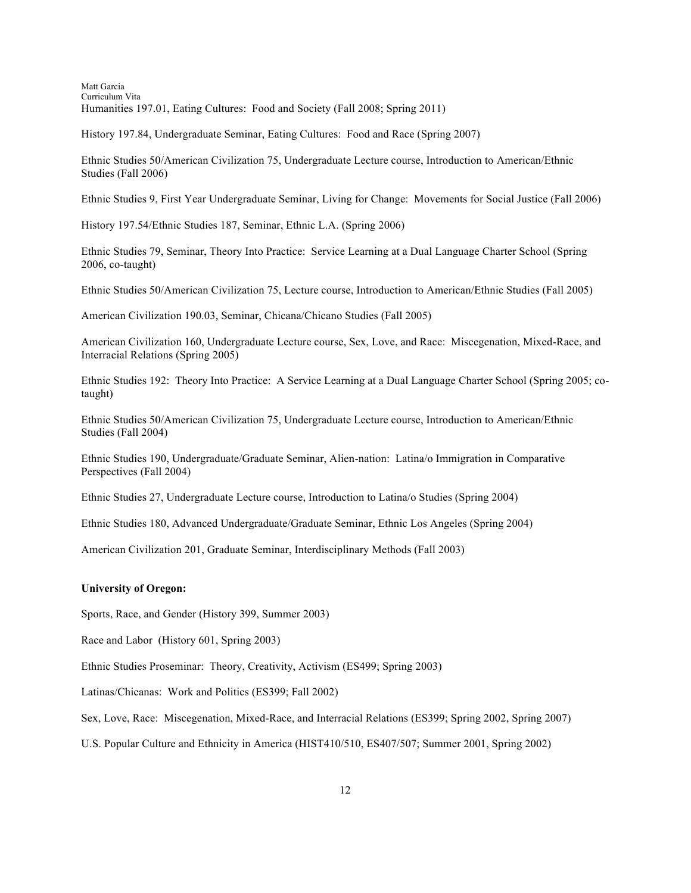Humanities 197.01, Eating Cultures: Food and Society (Fall 2008; Spring 2011)

History 197.84, Undergraduate Seminar, Eating Cultures: Food and Race (Spring 2007)

Ethnic Studies 50/American Civilization 75, Undergraduate Lecture course, Introduction to American/Ethnic Studies (Fall 2006)

Ethnic Studies 9, First Year Undergraduate Seminar, Living for Change: Movements for Social Justice (Fall 2006)

History 197.54/Ethnic Studies 187, Seminar, Ethnic L.A. (Spring 2006)

Ethnic Studies 79, Seminar, Theory Into Practice: Service Learning at a Dual Language Charter School (Spring 2006, co-taught)

Ethnic Studies 50/American Civilization 75, Lecture course, Introduction to American/Ethnic Studies (Fall 2005)

American Civilization 190.03, Seminar, Chicana/Chicano Studies (Fall 2005)

American Civilization 160, Undergraduate Lecture course, Sex, Love, and Race: Miscegenation, Mixed-Race, and Interracial Relations (Spring 2005)

Ethnic Studies 192: Theory Into Practice: A Service Learning at a Dual Language Charter School (Spring 2005; co-taught)

Ethnic Studies 50/American Civilization 75, Undergraduate Lecture course, Introduction to American/Ethnic Studies (Fall 2004)

Ethnic Studies 190, Undergraduate/Graduate Seminar, Alien-nation: Latina/o Immigration in Comparative Perspectives (Fall 2004)

Ethnic Studies 27, Undergraduate Lecture course, Introduction to Latina/o Studies (Spring 2004)

Ethnic Studies 180, Advanced Undergraduate/Graduate Seminar, Ethnic Los Angeles (Spring 2004)

American Civilization 201, Graduate Seminar, Interdisciplinary Methods (Fall 2003)

**University of Oregon:**

Sports, Race, and Gender (History 399, Summer 2003)

Race and Labor (History 601, Spring 2003)

Ethnic Studies Proseminar: Theory, Creativity, Activism (ES499; Spring 2003)

Latinas/Chicanas: Work and Politics (ES399; Fall 2002)

Sex, Love, Race: Miscegenation, Mixed-Race, and Interracial Relations (ES399; Spring 2002, Spring 2007)

U.S. Popular Culture and Ethnicity in America (HIST410/510, ES407/507; Summer 2001, Spring 2002)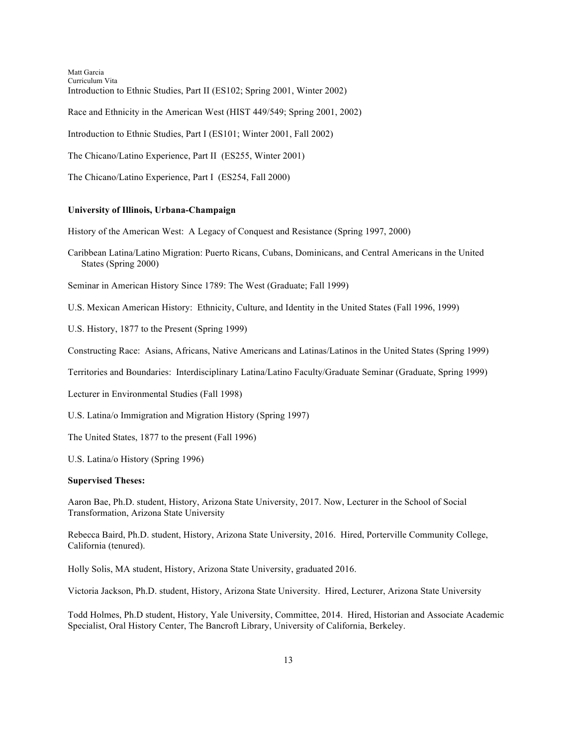Introduction to Ethnic Studies, Part II (ES102; Spring 2001, Winter 2002)

Race and Ethnicity in the American West (HIST 449/549; Spring 2001, 2002)

Introduction to Ethnic Studies, Part I (ES101; Winter 2001, Fall 2002)

The Chicano/Latino Experience, Part II (ES255, Winter 2001)

The Chicano/Latino Experience, Part I (ES254, Fall 2000)

**University of Illinois, Urbana-Champaign**

History of the American West: A Legacy of Conquest and Resistance (Spring 1997, 2000)

Caribbean Latina/Latino Migration: Puerto Ricans, Cubans, Dominicans, and Central Americans in the United States (Spring 2000)

Seminar in American History Since 1789: The West (Graduate; Fall 1999)

U.S. Mexican American History: Ethnicity, Culture, and Identity in the United States (Fall 1996, 1999)

U.S. History, 1877 to the Present (Spring 1999)

Constructing Race: Asians, Africans, Native Americans and Latinas/Latinos in the United States (Spring 1999)

Territories and Boundaries: Interdisciplinary Latina/Latino Faculty/Graduate Seminar (Graduate, Spring 1999)

Lecturer in Environmental Studies (Fall 1998)

U.S. Latina/o Immigration and Migration History (Spring 1997)

The United States, 1877 to the present (Fall 1996)

U.S. Latina/o History (Spring 1996)

**Supervised Theses:**

Aaron Bae, Ph.D. student, History, Arizona State University, 2017. Now, Lecturer in the School of Social Transformation, Arizona State University

Rebecca Baird, Ph.D. student, History, Arizona State University, 2016. Hired, Porterville Community College, California (tenured).

Holly Solis, MA student, History, Arizona State University, graduated 2016.

Victoria Jackson, Ph.D. student, History, Arizona State University. Hired, Lecturer, Arizona State University

Todd Holmes, Ph.D student, History, Yale University, Committee, 2014. Hired, Historian and Associate Academic Specialist, Oral History Center, The Bancroft Library, University of California, Berkeley.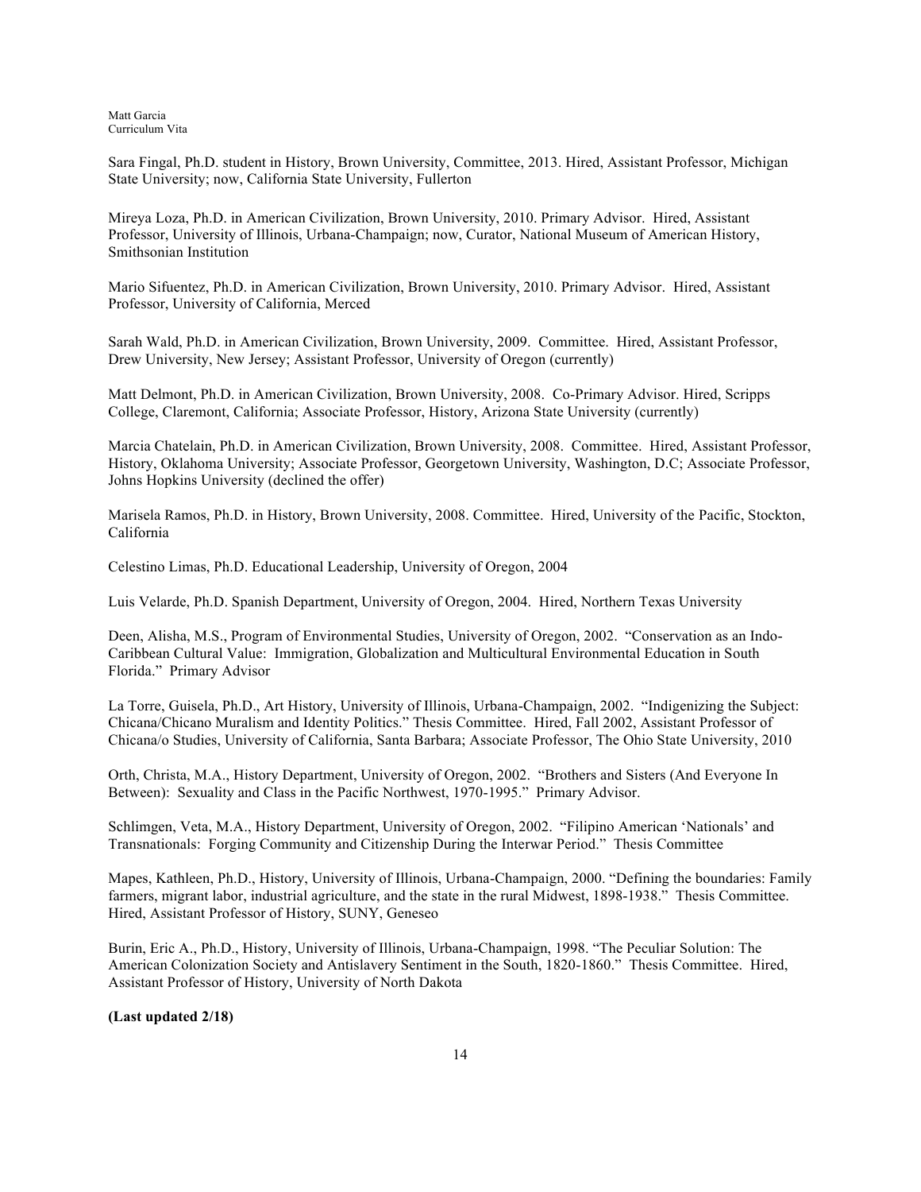Sara Fingal, Ph.D. student in History, Brown University, Committee, 2013. Hired, Assistant Professor, Michigan State University; now, California State University, Fullerton

Mireya Loza, Ph.D. in American Civilization, Brown University, 2010. Primary Advisor. Hired, Assistant Professor, University of Illinois, Urbana-Champaign; now, Curator, National Museum of American History, Smithsonian Institution

Mario Sifuentez, Ph.D. in American Civilization, Brown University, 2010. Primary Advisor. Hired, Assistant Professor, University of California, Merced

Sarah Wald, Ph.D. in American Civilization, Brown University, 2009. Committee. Hired, Assistant Professor, Drew University, New Jersey; Assistant Professor, University of Oregon (currently)

Matt Delmont, Ph.D. in American Civilization, Brown University, 2008. Co-Primary Advisor. Hired, Scripps College, Claremont, California; Associate Professor, History, Arizona State University (currently)

Marcia Chatelain, Ph.D. in American Civilization, Brown University, 2008. Committee. Hired, Assistant Professor, History, Oklahoma University; Associate Professor, Georgetown University, Washington, D.C; Associate Professor, Johns Hopkins University (declined the offer)

Marisela Ramos, Ph.D. in History, Brown University, 2008. Committee. Hired, University of the Pacific, Stockton, California

Celestino Limas, Ph.D. Educational Leadership, University of Oregon, 2004

Luis Velarde, Ph.D. Spanish Department, University of Oregon, 2004. Hired, Northern Texas University

Deen, Alisha, M.S., Program of Environmental Studies, University of Oregon, 2002. "Conservation as an Indo-Caribbean Cultural Value: Immigration, Globalization and Multicultural Environmental Education in South Florida." Primary Advisor

La Torre, Guisela, Ph.D., Art History, University of Illinois, Urbana-Champaign, 2002. "Indigenizing the Subject: Chicana/Chicano Muralism and Identity Politics." Thesis Committee. Hired, Fall 2002, Assistant Professor of Chicana/o Studies, University of California, Santa Barbara; Associate Professor, The Ohio State University, 2010

Orth, Christa, M.A., History Department, University of Oregon, 2002. "Brothers and Sisters (And Everyone In Between): Sexuality and Class in the Pacific Northwest, 1970-1995." Primary Advisor.

Schlimgen, Veta, M.A., History Department, University of Oregon, 2002. "Filipino American 'Nationals' and Transnationals: Forging Community and Citizenship During the Interwar Period." Thesis Committee

Mapes, Kathleen, Ph.D., History, University of Illinois, Urbana-Champaign, 2000. "Defining the boundaries: Family farmers, migrant labor, industrial agriculture, and the state in the rural Midwest, 1898-1938." Thesis Committee. Hired, Assistant Professor of History, SUNY, Geneseo

Burin, Eric A., Ph.D., History, University of Illinois, Urbana-Champaign, 1998. "The Peculiar Solution: The American Colonization Society and Antislavery Sentiment in the South, 1820-1860." Thesis Committee. Hired, Assistant Professor of History, University of North Dakota

**(Last updated 2/18)**